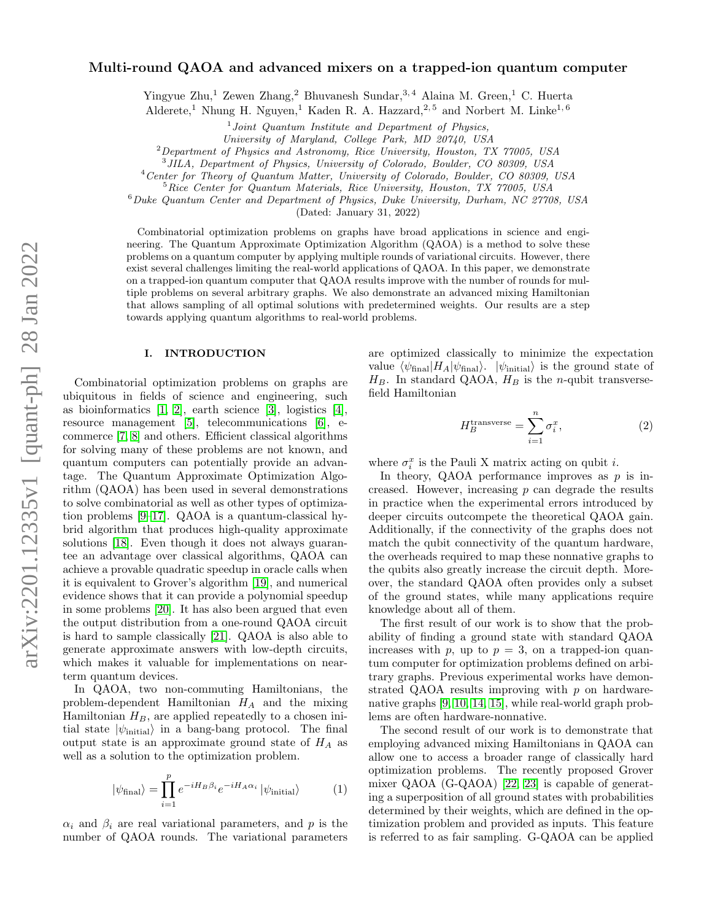# Multi-round QAOA and advanced mixers on a trapped-ion quantum computer

Yingyue Zhu,[1] Zewen Zhang,[2] Bhuvanesh Sundar,[3,4] Alaina M. Green,[1] C. Huerta Alderete,[1] Nhung H. Nguyen,[1] Kaden R. A. Hazzard,[2,5] and Norbert M. Linke[1,6]

[1] *Joint Quantum Institute and Department of Physics, University of Maryland, College Park, MD 20740, USA*
[2] *Department of Physics and Astronomy, Rice University, Houston, TX 77005, USA*
[3] *JILA, Department of Physics, University of Colorado, Boulder, CO 80309, USA*
[4] *Center for Theory of Quantum Matter, University of Colorado, Boulder, CO 80309, USA*
[5] *Rice Center for Quantum Materials, Rice University, Houston, TX 77005, USA*
[6] *Duke Quantum Center and Department of Physics, Duke University, Durham, NC 27708, USA*

(Dated: January 31, 2022)

Combinatorial optimization problems on graphs have broad applications in science and engineering. The Quantum Approximate Optimization Algorithm (QAOA) is a method to solve these problems on a quantum computer by applying multiple rounds of variational circuits. However, there exist several challenges limiting the real-world applications of QAOA. In this paper, we demonstrate on a trapped-ion quantum computer that QAOA results improve with the number of rounds for multiple problems on several arbitrary graphs. We also demonstrate an advanced mixing Hamiltonian that allows sampling of all optimal solutions with predetermined weights. Our results are a step towards applying quantum algorithms to real-world problems.

## I. INTRODUCTION

Combinatorial optimization problems on graphs are ubiquitous in fields of science and engineering, such as bioinformatics [1, 2], earth science [3], logistics [4], resource management [5], telecommunications [6], e-commerce [7, 8] and others. Efficient classical algorithms for solving many of these problems are not known, and quantum computers can potentially provide an advantage. The Quantum Approximate Optimization Algorithm (QAOA) has been used in several demonstrations to solve combinatorial as well as other types of optimization problems [9–17]. QAOA is a quantum-classical hybrid algorithm that produces high-quality approximate solutions [18]. Even though it does not always guarantee an advantage over classical algorithms, QAOA can achieve a provable quadratic speedup in oracle calls when it is equivalent to Grover's algorithm [19], and numerical evidence shows that it can provide a polynomial speedup in some problems [20]. It has also been argued that even the output distribution from a one-round QAOA circuit is hard to sample classically [21]. QAOA is also able to generate approximate answers with low-depth circuits, which makes it valuable for implementations on near-term quantum devices.

In QAOA, two non-commuting Hamiltonians, the problem-dependent Hamiltonian $H_A$ and the mixing Hamiltonian $H_B$, are applied repeatedly to a chosen initial state $|\psi_{\text{initial}}\rangle$ in a bang-bang protocol. The final output state is an approximate ground state of $H_A$ as well as a solution to the optimization problem.

$$|\psi_{\text{final}}\rangle = \prod_{i=1}^{p} e^{-iH_B\beta_i} e^{-iH_A\alpha_i} |\psi_{\text{initial}}\rangle \tag{1}$$

$\alpha_i$ and $\beta_i$ are real variational parameters, and $p$ is the number of QAOA rounds. The variational parameters are optimized classically to minimize the expectation value $\langle\psi_{\text{final}}|H_A|\psi_{\text{final}}\rangle$. $|\psi_{\text{initial}}\rangle$ is the ground state of $H_B$. In standard QAOA, $H_B$ is the $n$-qubit transverse-field Hamiltonian

$$H_B^{\text{transverse}} = \sum_{i=1}^{n} \sigma_i^x, \tag{2}$$

where $\sigma_i^x$ is the Pauli X matrix acting on qubit $i$.

In theory, QAOA performance improves as $p$ is increased. However, increasing $p$ can degrade the results in practice when the experimental errors introduced by deeper circuits outcompete the theoretical QAOA gain. Additionally, if the connectivity of the graphs does not match the qubit connectivity of the quantum hardware, the overheads required to map these nonnative graphs to the qubits also greatly increase the circuit depth. Moreover, the standard QAOA often provides only a subset of the ground states, while many applications require knowledge about all of them.

The first result of our work is to show that the probability of finding a ground state with standard QAOA increases with $p$, up to $p = 3$, on a trapped-ion quantum computer for optimization problems defined on arbitrary graphs. Previous experimental works have demonstrated QAOA results improving with $p$ on hardware-native graphs [9, 10, 14, 15], while real-world graph problems are often hardware-nonnative.

The second result of our work is to demonstrate that employing advanced mixing Hamiltonians in QAOA can allow one to access a broader range of classically hard optimization problems. The recently proposed Grover mixer QAOA (G-QAOA) [22, 23] is capable of generating a superposition of all ground states with probabilities determined by their weights, which are defined in the optimization problem and provided as inputs. This feature is referred to as fair sampling. G-QAOA can be applied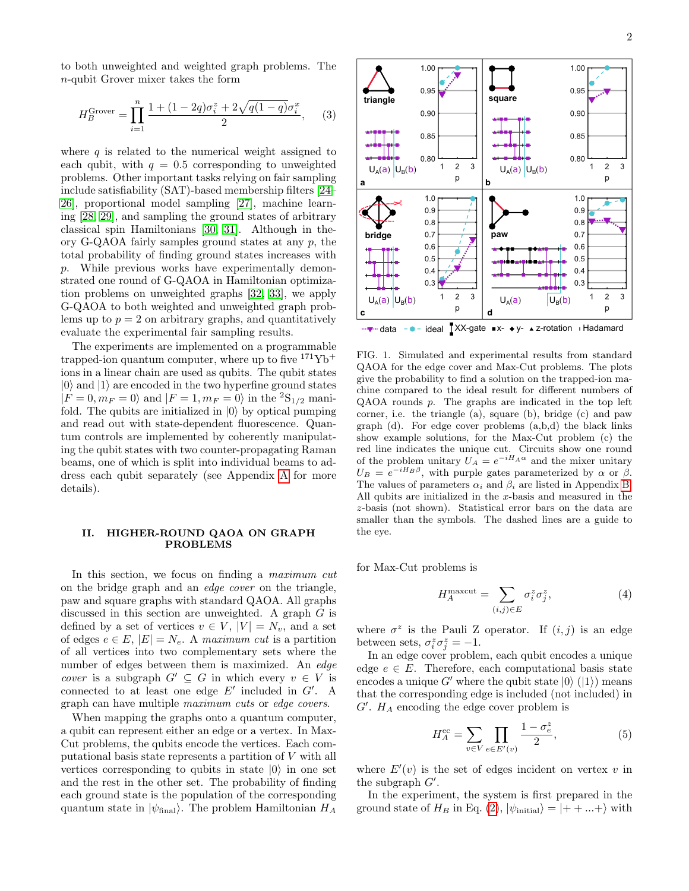to both unweighted and weighted graph problems. The $n$-qubit Grover mixer takes the form

$$H_B^{\text{Grover}} = \prod_{i=1}^{n} \frac{1 + (1-2q)\sigma_i^z + 2\sqrt{q(1-q)}\sigma_i^x}{2}, \tag{3}$$

where $q$ is related to the numerical weight assigned to each qubit, with $q = 0.5$ corresponding to unweighted problems. Other important tasks relying on fair sampling include satisfiability (SAT)-based membership filters [24–26], proportional model sampling [27], machine learning [28, 29], and sampling the ground states of arbitrary classical spin Hamiltonians [30, 31]. Although in theory G-QAOA fairly samples ground states at any $p$, the total probability of finding ground states increases with $p$. While previous works have experimentally demonstrated one round of G-QAOA in Hamiltonian optimization problems on unweighted graphs [32, 33], we apply G-QAOA to both weighted and unweighted graph problems up to $p = 2$ on arbitrary graphs, and quantitatively evaluate the experimental fair sampling results.

The experiments are implemented on a programmable trapped-ion quantum computer, where up to five $^{171}\text{Yb}^+$ ions in a linear chain are used as qubits. The qubit states $|0\rangle$ and $|1\rangle$ are encoded in the two hyperfine ground states $|F = 0, m_F = 0\rangle$ and $|F = 1, m_F = 0\rangle$ in the $^2\text{S}_{1/2}$ manifold. The qubits are initialized in $|0\rangle$ by optical pumping and read out with state-dependent fluorescence. Quantum controls are implemented by coherently manipulating the qubit states with two counter-propagating Raman beams, one of which is split into individual beams to address each qubit separately (see Appendix A for more details).

## II. HIGHER-ROUND QAOA ON GRAPH PROBLEMS

In this section, we focus on finding a *maximum cut* on the bridge graph and an *edge cover* on the triangle, paw and square graphs with standard QAOA. All graphs discussed in this section are unweighted. A graph $G$ is defined by a set of vertices $v \in V$, $|V| = N_v$, and a set of edges $e \in E$, $|E| = N_e$. A *maximum cut* is a partition of all vertices into two complementary sets where the number of edges between them is maximized. An *edge cover* is a subgraph $G' \subseteq G$ in which every $v \in V$ is connected to at least one edge $E'$ included in $G'$. A graph can have multiple *maximum cuts* or *edge covers*.

When mapping the graphs onto a quantum computer, a qubit can represent either an edge or a vertex. In Max-Cut problems, the qubits encode the vertices. Each computational basis state represents a partition of $V$ with all vertices corresponding to qubits in state $|0\rangle$ in one set and the rest in the other set. The probability of finding each ground state is the population of the corresponding quantum state in $|\psi_{\text{final}}\rangle$. The problem Hamiltonian $H_A$ for Max-Cut problems is

$$H_A^{\text{maxcut}} = \sum_{(i,j)\in E} \sigma_i^z \sigma_j^z, \tag{4}$$

where $\sigma^z$ is the Pauli Z operator. If $(i, j)$ is an edge between sets, $\sigma_i^z \sigma_j^z = -1$.

In an edge cover problem, each qubit encodes a unique edge $e \in E$. Therefore, each computational basis state encodes a unique $G'$ where the qubit state $|0\rangle$ ($|1\rangle$) means that the corresponding edge is included (not included) in $G'$. $H_A$ encoding the edge cover problem is

$$H_A^{\text{ec}} = \sum_{v\in V} \prod_{e\in E'(v)} \frac{1 - \sigma_e^z}{2}, \tag{5}$$

where $E'(v)$ is the set of edges incident on vertex $v$ in the subgraph $G'$.

In the experiment, the system is first prepared in the ground state of $H_B$ in Eq. (2), $|\psi_{\text{initial}}\rangle = |++\ldots+\rangle$ with

FIG. 1. Simulated and experimental results from standard QAOA for the edge cover and Max-Cut problems. The plots give the probability to find a solution on the trapped-ion machine compared to the ideal result for different numbers of QAOA rounds $p$. The graphs are indicated in the top left corner, i.e. the triangle (a), square (b), bridge (c) and paw graph (d). For edge cover problems (a,b,d) the black links show example solutions, for the Max-Cut problem (c) the red line indicates the unique cut. Circuits show one round of the problem unitary $U_A = e^{-iH_A\alpha}$ and the mixer unitary $U_B = e^{-iH_B\beta}$, with purple gates parameterized by $\alpha$ or $\beta$. The values of parameters $\alpha_i$ and $\beta_i$ are listed in Appendix B. All qubits are initialized in the $x$-basis and measured in the $z$-basis (not shown). Statistical error bars on the data are smaller than the symbols. The dashed lines are a guide to the eye.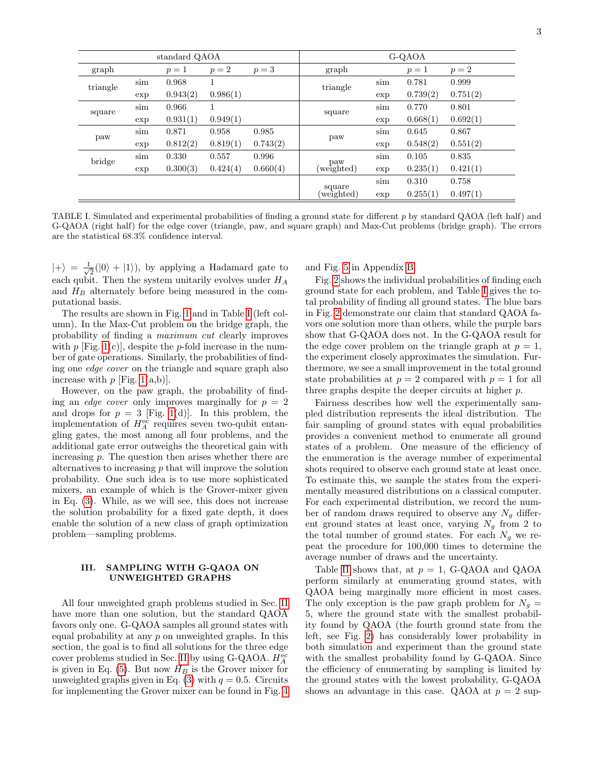| standard QAOA | | | | | G-QAOA | | | |
|---|---|---|---|---|---|---|---|---|
| graph | | $p=1$ | $p=2$ | $p=3$ | graph | | $p=1$ | $p=2$ |
| triangle | sim | 0.968 | 1 | | triangle | sim | 0.781 | 0.999 |
| | exp | 0.943(2) | 0.986(1) | | | exp | 0.739(2) | 0.751(2) |
| square | sim | 0.966 | 1 | | square | sim | 0.770 | 0.801 |
| | exp | 0.931(1) | 0.949(1) | | | exp | 0.668(1) | 0.692(1) |
| paw | sim | 0.871 | 0.958 | 0.985 | paw | sim | 0.645 | 0.867 |
| | exp | 0.812(2) | 0.819(1) | 0.743(2) | | exp | 0.548(2) | 0.551(2) |
| bridge | sim | 0.330 | 0.557 | 0.996 | paw (weighted) | sim | 0.105 | 0.835 |
| | exp | 0.300(3) | 0.424(4) | 0.660(4) | | exp | 0.235(1) | 0.421(1) |
| | | | | | square (weighted) | sim | 0.310 | 0.758 |
| | | | | | | exp | 0.255(1) | 0.497(1) |

TABLE I. Simulated and experimental probabilities of finding a ground state for different $p$ by standard QAOA (left half) and G-QAOA (right half) for the edge cover (triangle, paw, and square graph) and Max-Cut problems (bridge graph). The errors are the statistical 68.3% confidence interval.

$|+\rangle = \frac{1}{\sqrt{2}}(|0\rangle + |1\rangle)$), by applying a Hadamard gate to each qubit. Then the system unitarily evolves under $H_A$ and $H_B$ alternately before being measured in the computational basis.

The results are shown in Fig. 1 and in Table I (left column). In the Max-Cut problem on the bridge graph, the probability of finding a *maximum cut* clearly improves with $p$ [Fig. 1(c)], despite the $p$-fold increase in the number of gate operations. Similarly, the probabilities of finding one *edge cover* on the triangle and square graph also increase with $p$ [Fig. 1(a,b)].

However, on the paw graph, the probability of finding an *edge cover* only improves marginally for $p = 2$ and drops for $p = 3$ [Fig. 1(d)]. In this problem, the implementation of $H_A^{\text{ec}}$ requires seven two-qubit entangling gates, the most among all four problems, and the additional gate error outweighs the theoretical gain with increasing $p$. The question then arises whether there are alternatives to increasing $p$ that will improve the solution probability. One such idea is to use more sophisticated mixers, an example of which is the Grover-mixer given in Eq. (3). While, as we will see, this does not increase the solution probability for a fixed gate depth, it does enable the solution of a new class of graph optimization problem—sampling problems.

## III. SAMPLING WITH G-QAOA ON UNWEIGHTED GRAPHS

All four unweighted graph problems studied in Sec. II have more than one solution, but the standard QAOA favors only one. G-QAOA samples all ground states with equal probability at any $p$ on unweighted graphs. In this section, the goal is to find all solutions for the three edge cover problems studied in Sec. II by using G-QAOA. $H_A^{\text{ec}}$ is given in Eq. (5). But now $H_B$ is the Grover mixer for unweighted graphs given in Eq. (3) with $q = 0.5$. Circuits for implementing the Grover mixer can be found in Fig. 4 and Fig. 5 in Appendix B.

Fig. 2 shows the individual probabilities of finding each ground state for each problem, and Table I gives the total probability of finding all ground states. The blue bars in Fig. 2 demonstrate our claim that standard QAOA favors one solution more than others, while the purple bars show that G-QAOA does not. In the G-QAOA result for the edge cover problem on the triangle graph at $p = 1$, the experiment closely approximates the simulation. Furthermore, we see a small improvement in the total ground state probabilities at $p = 2$ compared with $p = 1$ for all three graphs despite the deeper circuits at higher $p$.

Fairness describes how well the experimentally sampled distribution represents the ideal distribution. The fair sampling of ground states with equal probabilities provides a convenient method to enumerate all ground states of a problem. One measure of the efficiency of the enumeration is the average number of experimental shots required to observe each ground state at least once. To estimate this, we sample the states from the experimentally measured distributions on a classical computer. For each experimental distribution, we record the number of random draws required to observe any $N_g$ different ground states at least once, varying $N_g$ from 2 to the total number of ground states. For each $N_g$ we repeat the procedure for 100,000 times to determine the average number of draws and the uncertainty.

Table II shows that, at $p = 1$, G-QAOA and QAOA perform similarly at enumerating ground states, with QAOA being marginally more efficient in most cases. The only exception is the paw graph problem for $N_g = 5$, where the ground state with the smallest probability found by QAOA (the fourth ground state from the left, see Fig. 2) has considerably lower probability in both simulation and experiment than the ground state with the smallest probability found by G-QAOA. Since the efficiency of enumerating by sampling is limited by the ground states with the lowest probability, G-QAOA shows an advantage in this case. QAOA at $p = 2$ sup-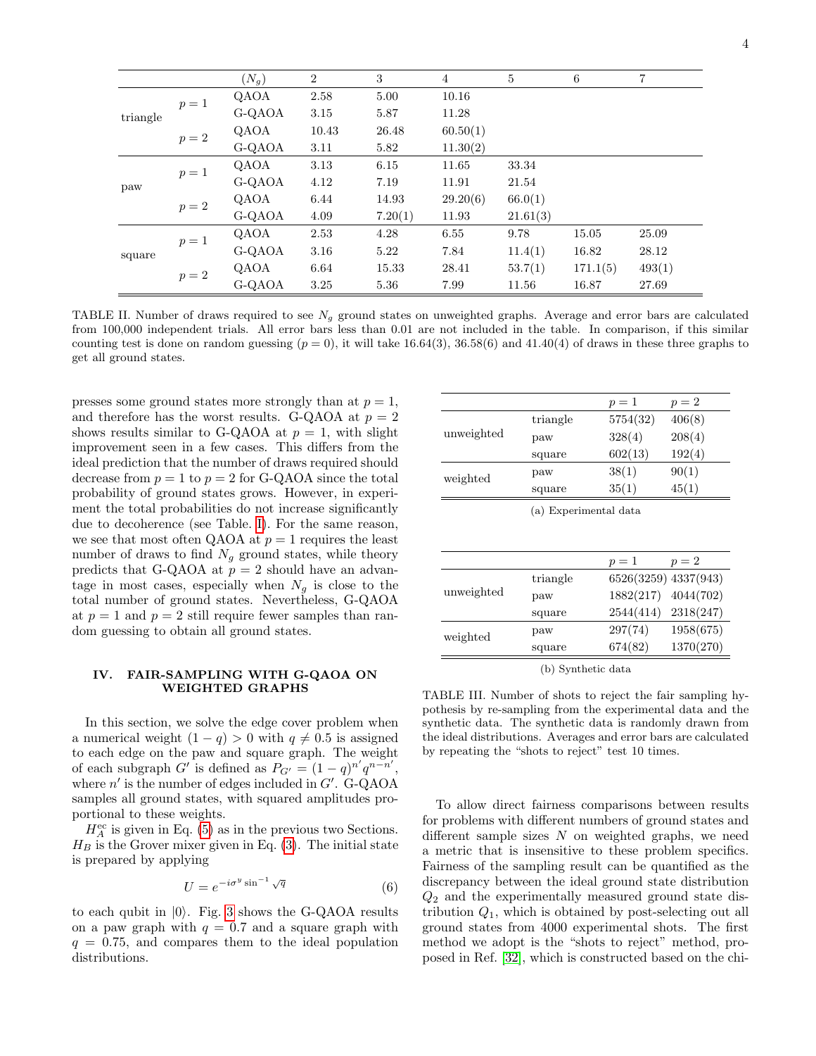| | | $(N_g)$ | 2 | 3 | 4 | 5 | 6 | 7 |
|---|---|---|---|---|---|---|---|---|
| triangle | $p=1$ | QAOA | 2.58 | 5.00 | 10.16 | | | |
| | | G-QAOA | 3.15 | 5.87 | 11.28 | | | |
| | $p=2$ | QAOA | 10.43 | 26.48 | 60.50(1) | | | |
| | | G-QAOA | 3.11 | 5.82 | 11.30(2) | | | |
| paw | $p=1$ | QAOA | 3.13 | 6.15 | 11.65 | 33.34 | | |
| | | G-QAOA | 4.12 | 7.19 | 11.91 | 21.54 | | |
| | $p=2$ | QAOA | 6.44 | 14.93 | 29.20(6) | 66.0(1) | | |
| | | G-QAOA | 4.09 | 7.20(1) | 11.93 | 21.61(3) | | |
| square | $p=1$ | QAOA | 2.53 | 4.28 | 6.55 | 9.78 | 15.05 | 25.09 |
| | | G-QAOA | 3.16 | 5.22 | 7.84 | 11.4(1) | 16.82 | 28.12 |
| | $p=2$ | QAOA | 6.64 | 15.33 | 28.41 | 53.7(1) | 171.1(5) | 493(1) |
| | | G-QAOA | 3.25 | 5.36 | 7.99 | 11.56 | 16.87 | 27.69 |

TABLE II. Number of draws required to see $N_g$ ground states on unweighted graphs. Average and error bars are calculated from 100,000 independent trials. All error bars less than 0.01 are not included in the table. In comparison, if this similar counting test is done on random guessing ($p = 0$), it will take 16.64(3), 36.58(6) and 41.40(4) of draws in these three graphs to get all ground states.

presses some ground states more strongly than at $p = 1$, and therefore has the worst results. G-QAOA at $p = 2$ shows results similar to G-QAOA at $p = 1$, with slight improvement seen in a few cases. This differs from the ideal prediction that the number of draws required should decrease from $p = 1$ to $p = 2$ for G-QAOA since the total probability of ground states grows. However, in experiment the total probabilities do not increase significantly due to decoherence (see Table. I). For the same reason, we see that most often QAOA at $p = 1$ requires the least number of draws to find $N_g$ ground states, while theory predicts that G-QAOA at $p = 2$ should have an advantage in most cases, especially when $N_g$ is close to the total number of ground states. Nevertheless, G-QAOA at $p = 1$ and $p = 2$ still require fewer samples than random guessing to obtain all ground states.

## IV. FAIR-SAMPLING WITH G-QAOA ON WEIGHTED GRAPHS

In this section, we solve the edge cover problem when a numerical weight $(1 - q) > 0$ with $q \neq 0.5$ is assigned to each edge on the paw and square graph. The weight of each subgraph $G'$ is defined as $P_{G'} = (1 - q)^{n'} q^{n-n'}$, where $n'$ is the number of edges included in $G'$. G-QAOA samples all ground states, with squared amplitudes proportional to these weights.

$H_A^{\text{ec}}$ is given in Eq. (5) as in the previous two Sections. $H_B$ is the Grover mixer given in Eq. (3). The initial state is prepared by applying

$$U = e^{-i\sigma^y \sin^{-1}\sqrt{q}} \tag{6}$$

to each qubit in $|0\rangle$. Fig. 3 shows the G-QAOA results on a paw graph with $q = 0.7$ and a square graph with $q = 0.75$, and compares them to the ideal population distributions.

| | | $p=1$ | $p=2$ |
|---|---|---|---|
| unweighted | triangle | 5754(32) | 406(8) |
| | paw | 328(4) | 208(4) |
| | square | 602(13) | 192(4) |
| weighted | paw | 38(1) | 90(1) |
| | square | 35(1) | 45(1) |

(a) Experimental data

| | | $p=1$ | $p=2$ |
|---|---|---|---|
| unweighted | triangle | 6526(3259) | 4337(943) |
| | paw | 1882(217) | 4044(702) |
| | square | 2544(414) | 2318(247) |
| weighted | paw | 297(74) | 1958(675) |
| | square | 674(82) | 1370(270) |

(b) Synthetic data

TABLE III. Number of shots to reject the fair sampling hypothesis by re-sampling from the experimental data and the synthetic data. The synthetic data is randomly drawn from the ideal distributions. Averages and error bars are calculated by repeating the "shots to reject" test 10 times.

To allow direct fairness comparisons between results for problems with different numbers of ground states and different sample sizes $N$ on weighted graphs, we need a metric that is insensitive to these problem specifics. Fairness of the sampling result can be quantified as the discrepancy between the ideal ground state distribution $Q_2$ and the experimentally measured ground state distribution $Q_1$, which is obtained by post-selecting out all ground states from 4000 experimental shots. The first method we adopt is the "shots to reject" method, proposed in Ref. [32], which is constructed based on the chi-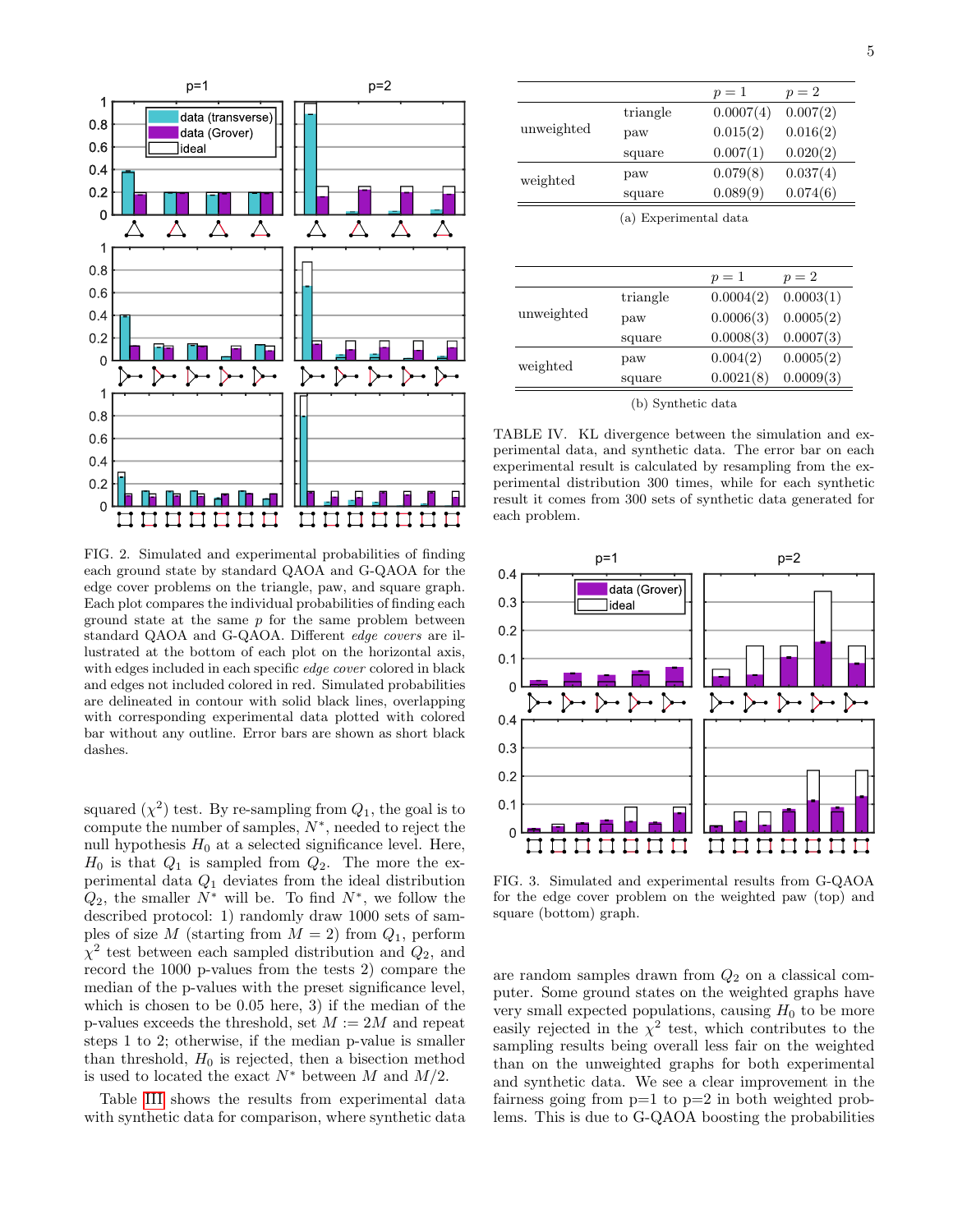FIG. 2. Simulated and experimental probabilities of finding each ground state by standard QAOA and G-QAOA for the edge cover problems on the triangle, paw, and square graph. Each plot compares the individual probabilities of finding each ground state at the same $p$ for the same problem between standard QAOA and G-QAOA. Different *edge covers* are illustrated at the bottom of each plot on the horizontal axis, with edges included in each specific *edge cover* colored in black and edges not included colored in red. Simulated probabilities are delineated in contour with solid black lines, overlapping with corresponding experimental data plotted with colored bar without any outline. Error bars are shown as short black dashes.

squared ($\chi^2$) test. By re-sampling from $Q_1$, the goal is to compute the number of samples, $N^*$, needed to reject the null hypothesis $H_0$ at a selected significance level. Here, $H_0$ is that $Q_1$ is sampled from $Q_2$. The more the experimental data $Q_1$ deviates from the ideal distribution $Q_2$, the smaller $N^*$ will be. To find $N^*$, we follow the described protocol: 1) randomly draw 1000 sets of samples of size $M$ (starting from $M = 2$) from $Q_1$, perform $\chi^2$ test between each sampled distribution and $Q_2$, and record the 1000 p-values from the tests 2) compare the median of the p-values with the preset significance level, which is chosen to be 0.05 here, 3) if the median of the p-values exceeds the threshold, set $M := 2M$ and repeat steps 1 to 2; otherwise, if the median p-value is smaller than threshold, $H_0$ is rejected, then a bisection method is used to located the exact $N^*$ between $M$ and $M/2$.

Table III shows the results from experimental data with synthetic data for comparison, where synthetic data

| | | $p=1$ | $p=2$ |
|---|---|---|---|
| unweighted | triangle | 0.0007(4) | 0.007(2) |
| | paw | 0.015(2) | 0.016(2) |
| | square | 0.007(1) | 0.020(2) |
| weighted | paw | 0.079(8) | 0.037(4) |
| | square | 0.089(9) | 0.074(6) |

(a) Experimental data

| | | $p=1$ | $p=2$ |
|---|---|---|---|
| unweighted | triangle | 0.0004(2) | 0.0003(1) |
| | paw | 0.0006(3) | 0.0005(2) |
| | square | 0.0008(3) | 0.0007(3) |
| weighted | paw | 0.004(2) | 0.0005(2) |
| | square | 0.0021(8) | 0.0009(3) |

(b) Synthetic data

TABLE IV. KL divergence between the simulation and experimental data, and synthetic data. The error bar on each experimental result is calculated by resampling from the experimental distribution 300 times, while for each synthetic result it comes from 300 sets of synthetic data generated for each problem.

FIG. 3. Simulated and experimental results from G-QAOA for the edge cover problem on the weighted paw (top) and square (bottom) graph.

are random samples drawn from $Q_2$ on a classical computer. Some ground states on the weighted graphs have very small expected populations, causing $H_0$ to be more easily rejected in the $\chi^2$ test, which contributes to the sampling results being overall less fair on the weighted than on the unweighted graphs for both experimental and synthetic data. We see a clear improvement in the fairness going from p=1 to p=2 in both weighted problems. This is due to G-QAOA boosting the probabilities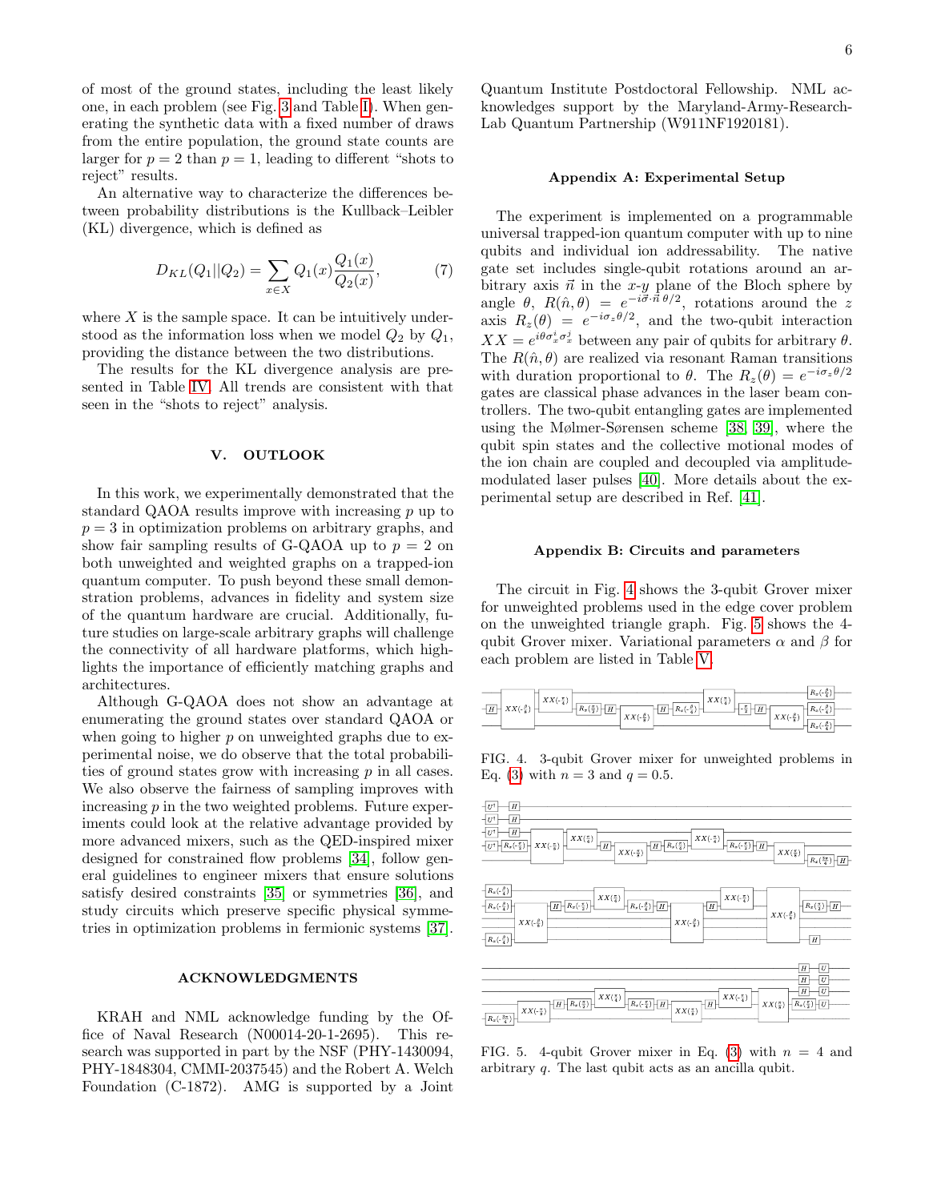of most of the ground states, including the least likely one, in each problem (see Fig. 3 and Table I). When generating the synthetic data with a fixed number of draws from the entire population, the ground state counts are larger for $p = 2$ than $p = 1$, leading to different "shots to reject" results.

An alternative way to characterize the differences between probability distributions is the Kullback–Leibler (KL) divergence, which is defined as

$$D_{KL}(Q_1||Q_2) = \sum_{x\in X} Q_1(x) \frac{Q_1(x)}{Q_2(x)}, \tag{7}$$

where $X$ is the sample space. It can be intuitively understood as the information loss when we model $Q_2$ by $Q_1$, providing the distance between the two distributions.

The results for the KL divergence analysis are presented in Table IV. All trends are consistent with that seen in the "shots to reject" analysis.

## V. OUTLOOK

In this work, we experimentally demonstrated that the standard QAOA results improve with increasing $p$ up to $p = 3$ in optimization problems on arbitrary graphs, and show fair sampling results of G-QAOA up to $p = 2$ on both unweighted and weighted graphs on a trapped-ion quantum computer. To push beyond these small demonstration problems, advances in fidelity and system size of the quantum hardware are crucial. Additionally, future studies on large-scale arbitrary graphs will challenge the connectivity of all hardware platforms, which highlights the importance of efficiently matching graphs and architectures.

Although G-QAOA does not show an advantage at enumerating the ground states over standard QAOA or when going to higher $p$ on unweighted graphs due to experimental noise, we do observe that the total probabilities of ground states grow with increasing $p$ in all cases. We also observe the fairness of sampling improves with increasing $p$ in the two weighted problems. Future experiments could look at the relative advantage provided by more advanced mixers, such as the QED-inspired mixer designed for constrained flow problems [34], follow general guidelines to engineer mixers that ensure solutions satisfy desired constraints [35] or symmetries [36], and study circuits which preserve specific physical symmetries in optimization problems in fermionic systems [37].

## ACKNOWLEDGMENTS

KRAH and NML acknowledge funding by the Office of Naval Research (N00014-20-1-2695). This research was supported in part by the NSF (PHY-1430094, PHY-1848304, CMMI-2037545) and the Robert A. Welch Foundation (C-1872). AMG is supported by a Joint Quantum Institute Postdoctoral Fellowship. NML acknowledges support by the Maryland-Army-Research-Lab Quantum Partnership (W911NF1920181).

## Appendix A: Experimental Setup

The experiment is implemented on a programmable universal trapped-ion quantum computer with up to nine qubits and individual ion addressability. The native gate set includes single-qubit rotations around an arbitrary axis $\vec{n}$ in the $x$-$y$ plane of the Bloch sphere by angle $\theta$, $R(\hat{n}, \theta) = e^{-i\vec{\sigma}\cdot\vec{n}\,\theta/2}$, rotations around the $z$ axis $R_z(\theta) = e^{-i\sigma_z\theta/2}$, and the two-qubit interaction $XX = e^{i\theta\sigma_x^i\sigma_x^j}$ between any pair of qubits for arbitrary $\theta$. The $R(\hat{n}, \theta)$ are realized via resonant Raman transitions with duration proportional to $\theta$. The $R_z(\theta) = e^{-i\sigma_z\theta/2}$ gates are classical phase advances in the laser beam controllers. The two-qubit entangling gates are implemented using the Mølmer-Sørensen scheme [38, 39], where the qubit spin states and the collective motional modes of the ion chain are coupled and decoupled via amplitude-modulated laser pulses [40]. More details about the experimental setup are described in Ref. [41].

## Appendix B: Circuits and parameters

The circuit in Fig. 4 shows the 3-qubit Grover mixer for unweighted problems used in the edge cover problem on the unweighted triangle graph. Fig. 5 shows the 4-qubit Grover mixer. Variational parameters $\alpha$ and $\beta$ for each problem are listed in Table V.

FIG. 4. 3-qubit Grover mixer for unweighted problems in Eq. (3) with $n = 3$ and $q = 0.5$.

FIG. 5. 4-qubit Grover mixer in Eq. (3) with $n = 4$ and arbitrary $q$. The last qubit acts as an ancilla qubit.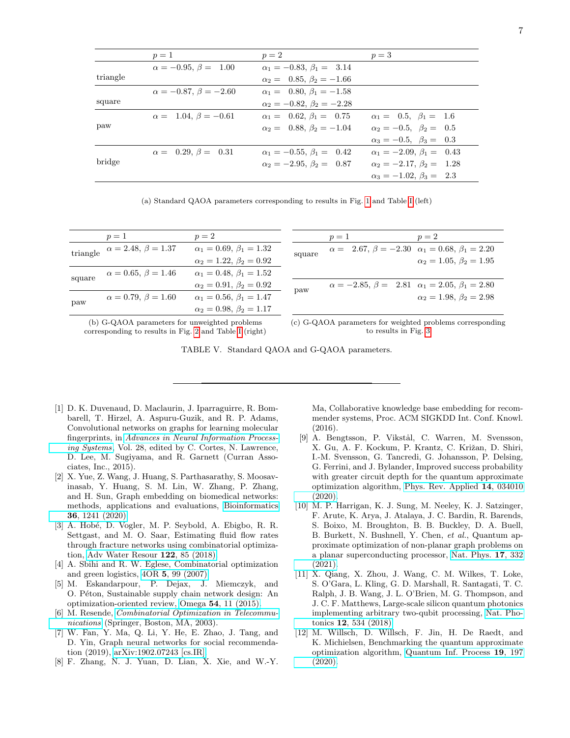| | $p=1$ | $p=2$ | $p=3$ |
|---|---|---|---|
| triangle | $\alpha=-0.95,\ \beta=\ \ 1.00$ | $\alpha_1=-0.83,\ \beta_1=\ \ 3.14$ | |
| | | $\alpha_2=\ \ 0.85,\ \beta_2=-1.66$ | |
| square | $\alpha=-0.87,\ \beta=-2.60$ | $\alpha_1=\ \ 0.80,\ \beta_1=-1.58$ | |
| | | $\alpha_2=-0.82,\ \beta_2=-2.28$ | |
| paw | $\alpha=\ \ 1.04,\ \beta=-0.61$ | $\alpha_1=\ \ 0.62,\ \beta_1=\ \ 0.75$ | $\alpha_1=\ \ 0.5,\ \ \beta_1=\ \ 1.6$ |
| | | $\alpha_2=\ \ 0.88,\ \beta_2=-1.04$ | $\alpha_2=-0.5,\ \ \beta_2=\ \ 0.5$ |
| | | | $\alpha_3=-0.5,\ \ \beta_3=\ \ 0.3$ |
| bridge | $\alpha=\ \ 0.29,\ \beta=\ \ 0.31$ | $\alpha_1=-0.55,\ \beta_1=\ \ 0.42$ | $\alpha_1=-2.09,\ \beta_1=\ \ 0.43$ |
| | | $\alpha_2=-2.95,\ \beta_2=\ \ 0.87$ | $\alpha_2=-2.17,\ \beta_2=\ \ 1.28$ |
| | | | $\alpha_3=-1.02,\ \beta_3=\ \ 2.3$ |

(a) Standard QAOA parameters corresponding to results in Fig. 1 and Table I (left)

| | $p=1$ | $p=2$ |
|---|---|---|
| triangle | $\alpha=2.48,\ \beta=1.37$ | $\alpha_1=0.69,\ \beta_1=1.32$ |
| | | $\alpha_2=1.22,\ \beta_2=0.92$ |
| square | $\alpha=0.65,\ \beta=1.46$ | $\alpha_1=0.48,\ \beta_1=1.52$ |
| | | $\alpha_2=0.91,\ \beta_2=0.92$ |
| paw | $\alpha=0.79,\ \beta=1.60$ | $\alpha_1=0.56,\ \beta_1=1.47$ |
| | | $\alpha_2=0.98,\ \beta_2=1.17$ |

(b) G-QAOA parameters for unweighted problems corresponding to results in Fig. 2 and Table I (right)

| | $p=1$ | $p=2$ |
|---|---|---|
| square | $\alpha=\ \ 2.67,\ \beta=-2.30$ | $\alpha_1=0.68,\ \beta_1=2.20$ |
| | | $\alpha_2=1.05,\ \beta_2=1.95$ |
| paw | $\alpha=-2.85,\ \beta=\ \ 2.81$ | $\alpha_1=2.05,\ \beta_1=2.80$ |
| | | $\alpha_2=1.98,\ \beta_2=2.98$ |

(c) G-QAOA parameters for weighted problems corresponding to results in Fig. 3

TABLE V. Standard QAOA and G-QAOA parameters.

---

[1] D. K. Duvenaud, D. Maclaurin, J. Iparraguirre, R. Bombarell, T. Hirzel, A. Aspuru-Guzik, and R. P. Adams, Convolutional networks on graphs for learning molecular fingerprints, in *Advances in Neural Information Processing Systems*, Vol. 28, edited by C. Cortes, N. Lawrence, D. Lee, M. Sugiyama, and R. Garnett (Curran Associates, Inc., 2015).

[2] X. Yue, Z. Wang, J. Huang, S. Parthasarathy, S. Moosavinasab, Y. Huang, S. M. Lin, W. Zhang, P. Zhang, and H. Sun, Graph embedding on biomedical networks: methods, applications and evaluations, Bioinformatics **36**, 1241 (2020).

[3] A. Hobé, D. Vogler, M. P. Seybold, A. Ebigbo, R. R. Settgast, and M. O. Saar, Estimating fluid flow rates through fracture networks using combinatorial optimization, Adv Water Resour **122**, 85 (2018).

[4] A. Sbihi and R. W. Eglese, Combinatorial optimization and green logistics, 4OR **5**, 99 (2007).

[5] M. Eskandarpour, P. Dejax, J. Miemczyk, and O. Péton, Sustainable supply chain network design: An optimization-oriented review, Omega **54**, 11 (2015).

[6] M. Resende, *Combinatorial Optimization in Telecommunications* (Springer, Boston, MA, 2003).

[7] W. Fan, Y. Ma, Q. Li, Y. He, E. Zhao, J. Tang, and D. Yin, Graph neural networks for social recommendation (2019), arXiv:1902.07243 [cs.IR].

[8] F. Zhang, N. J. Yuan, D. Lian, X. Xie, and W.-Y. Ma, Collaborative knowledge base embedding for recommender systems, Proc. ACM SIGKDD Int. Conf. Knowl. (2016).

[9] A. Bengtsson, P. Vikstål, C. Warren, M. Svensson, X. Gu, A. F. Kockum, P. Krantz, C. Križan, D. Shiri, I.-M. Svensson, G. Tancredi, G. Johansson, P. Delsing, G. Ferrini, and J. Bylander, Improved success probability with greater circuit depth for the quantum approximate optimization algorithm, Phys. Rev. Applied **14**, 034010 (2020).

[10] M. P. Harrigan, K. J. Sung, M. Neeley, K. J. Satzinger, F. Arute, K. Arya, J. Atalaya, J. C. Bardin, R. Barends, S. Boixo, M. Broughton, B. B. Buckley, D. A. Buell, B. Burkett, N. Bushnell, Y. Chen, *et al.*, Quantum approximate optimization of non-planar graph problems on a planar superconducting processor, Nat. Phys. **17**, 332 (2021).

[11] X. Qiang, X. Zhou, J. Wang, C. M. Wilkes, T. Loke, S. O'Gara, L. Kling, G. D. Marshall, R. Santagati, T. C. Ralph, J. B. Wang, J. L. O'Brien, M. G. Thompson, and J. C. F. Matthews, Large-scale silicon quantum photonics implementing arbitrary two-qubit processing, Nat. Photonics **12**, 534 (2018).

[12] M. Willsch, D. Willsch, F. Jin, H. De Raedt, and K. Michielsen, Benchmarking the quantum approximate optimization algorithm, Quantum Inf. Process **19**, 197 (2020).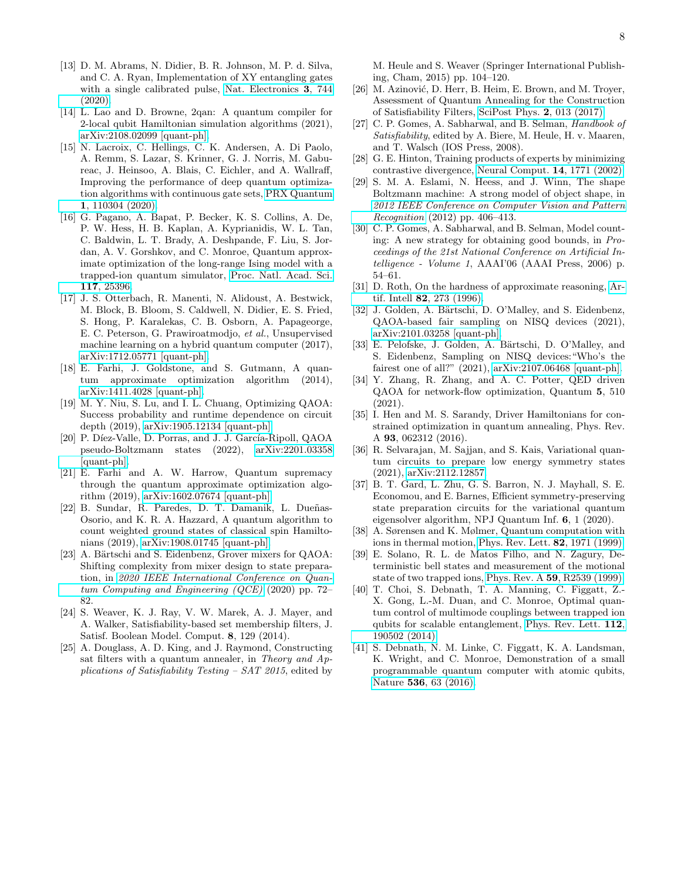[13] D. M. Abrams, N. Didier, B. R. Johnson, M. P. d. Silva, and C. A. Ryan, Implementation of XY entangling gates with a single calibrated pulse, Nat. Electronics **3**, 744 (2020).

[14] L. Lao and D. Browne, 2qan: A quantum compiler for 2-local qubit Hamiltonian simulation algorithms (2021), arXiv:2108.02099 [quant-ph].

[15] N. Lacroix, C. Hellings, C. K. Andersen, A. Di Paolo, A. Remm, S. Lazar, S. Krinner, G. J. Norris, M. Gabureac, J. Heinsoo, A. Blais, C. Eichler, and A. Wallraff, Improving the performance of deep quantum optimization algorithms with continuous gate sets, PRX Quantum **1**, 110304 (2020).

[16] G. Pagano, A. Bapat, P. Becker, K. S. Collins, A. De, P. W. Hess, H. B. Kaplan, A. Kyprianidis, W. L. Tan, C. Baldwin, L. T. Brady, A. Deshpande, F. Liu, S. Jordan, A. V. Gorshkov, and C. Monroe, Quantum approximate optimization of the long-range Ising model with a trapped-ion quantum simulator, Proc. Natl. Acad. Sci. **117**, 25396.

[17] J. S. Otterbach, R. Manenti, N. Alidoust, A. Bestwick, M. Block, B. Bloom, S. Caldwell, N. Didier, E. S. Fried, S. Hong, P. Karalekas, C. B. Osborn, A. Papageorge, E. C. Peterson, G. Prawiroatmodjo, *et al.*, Unsupervised machine learning on a hybrid quantum computer (2017), arXiv:1712.05771 [quant-ph].

[18] E. Farhi, J. Goldstone, and S. Gutmann, A quantum approximate optimization algorithm (2014), arXiv:1411.4028 [quant-ph].

[19] M. Y. Niu, S. Lu, and I. L. Chuang, Optimizing QAOA: Success probability and runtime dependence on circuit depth (2019), arXiv:1905.12134 [quant-ph].

[20] P. Díez-Valle, D. Porras, and J. J. García-Ripoll, QAOA pseudo-Boltzmann states (2022), arXiv:2201.03358 [quant-ph].

[21] E. Farhi and A. W. Harrow, Quantum supremacy through the quantum approximate optimization algorithm (2019), arXiv:1602.07674 [quant-ph].

[22] B. Sundar, R. Paredes, D. T. Damanik, L. Dueñas-Osorio, and K. R. A. Hazzard, A quantum algorithm to count weighted ground states of classical spin Hamiltonians (2019), arXiv:1908.01745 [quant-ph].

[23] A. Bärtschi and S. Eidenbenz, Grover mixers for QAOA: Shifting complexity from mixer design to state preparation, in *2020 IEEE International Conference on Quantum Computing and Engineering (QCE)* (2020) pp. 72–82.

[24] S. Weaver, K. J. Ray, V. W. Marek, A. J. Mayer, and A. Walker, Satisfiability-based set membership filters, J. Satisf. Boolean Model. Comput. **8**, 129 (2014).

[25] A. Douglass, A. D. King, and J. Raymond, Constructing sat filters with a quantum annealer, in *Theory and Applications of Satisfiability Testing – SAT 2015*, edited by M. Heule and S. Weaver (Springer International Publishing, Cham, 2015) pp. 104–120.

[26] M. Azinović, D. Herr, B. Heim, E. Brown, and M. Troyer, Assessment of Quantum Annealing for the Construction of Satisfiability Filters, SciPost Phys. **2**, 013 (2017).

[27] C. P. Gomes, A. Sabharwal, and B. Selman, *Handbook of Satisfiability*, edited by A. Biere, M. Heule, H. v. Maaren, and T. Walsch (IOS Press, 2008).

[28] G. E. Hinton, Training products of experts by minimizing contrastive divergence, Neural Comput. **14**, 1771 (2002).

[29] S. M. A. Eslami, N. Heess, and J. Winn, The shape Boltzmann machine: A strong model of object shape, in *2012 IEEE Conference on Computer Vision and Pattern Recognition* (2012) pp. 406–413.

[30] C. P. Gomes, A. Sabharwal, and B. Selman, Model counting: A new strategy for obtaining good bounds, in *Proceedings of the 21st National Conference on Artificial Intelligence - Volume 1*, AAAI'06 (AAAI Press, 2006) p. 54–61.

[31] D. Roth, On the hardness of approximate reasoning, Artif. Intell **82**, 273 (1996).

[32] J. Golden, A. Bärtschi, D. O'Malley, and S. Eidenbenz, QAOA-based fair sampling on NISQ devices (2021), arXiv:2101.03258 [quant-ph].

[33] E. Pelofske, J. Golden, A. Bärtschi, D. O'Malley, and S. Eidenbenz, Sampling on NISQ devices:"Who's the fairest one of all?" (2021), arXiv:2107.06468 [quant-ph].

[34] Y. Zhang, R. Zhang, and A. C. Potter, QED driven QAOA for network-flow optimization, Quantum **5**, 510 (2021).

[35] I. Hen and M. S. Sarandy, Driver Hamiltonians for constrained optimization in quantum annealing, Phys. Rev. A **93**, 062312 (2016).

[36] R. Selvarajan, M. Sajjan, and S. Kais, Variational quantum circuits to prepare low energy symmetry states (2021), arXiv:2112.12857.

[37] B. T. Gard, L. Zhu, G. S. Barron, N. J. Mayhall, S. E. Economou, and E. Barnes, Efficient symmetry-preserving state preparation circuits for the variational quantum eigensolver algorithm, NPJ Quantum Inf. **6**, 1 (2020).

[38] A. Sørensen and K. Mølmer, Quantum computation with ions in thermal motion, Phys. Rev. Lett. **82**, 1971 (1999).

[39] E. Solano, R. L. de Matos Filho, and N. Zagury, Deterministic bell states and measurement of the motional state of two trapped ions, Phys. Rev. A **59**, R2539 (1999).

[40] T. Choi, S. Debnath, T. A. Manning, C. Figgatt, Z.-X. Gong, L.-M. Duan, and C. Monroe, Optimal quantum control of multimode couplings between trapped ion qubits for scalable entanglement, Phys. Rev. Lett. **112**, 190502 (2014).

[41] S. Debnath, N. M. Linke, C. Figgatt, K. A. Landsman, K. Wright, and C. Monroe, Demonstration of a small programmable quantum computer with atomic qubits, Nature **536**, 63 (2016).